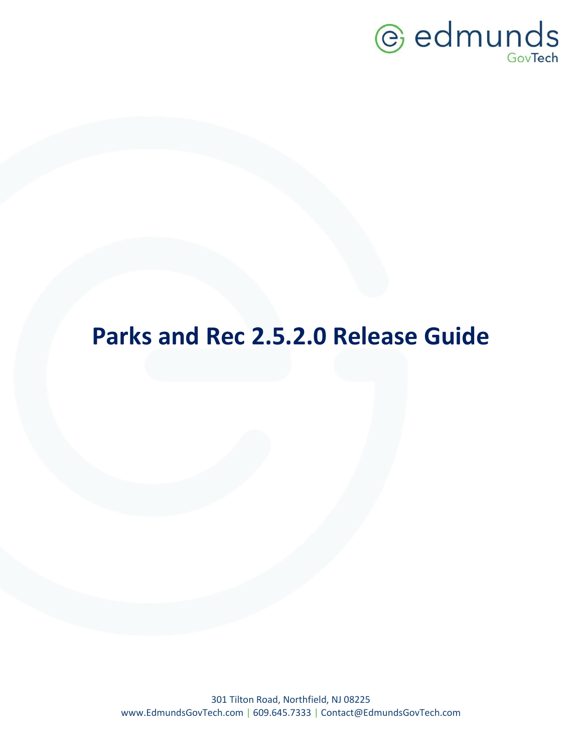edmunds GovTech

# Parks and Rec 2.5.2.0 Release Guide

301 Tilton Road, Northfield, NJ 08225
www.EdmundsGovTech.com | 609.645.7333 | Contact@EdmundsGovTech.com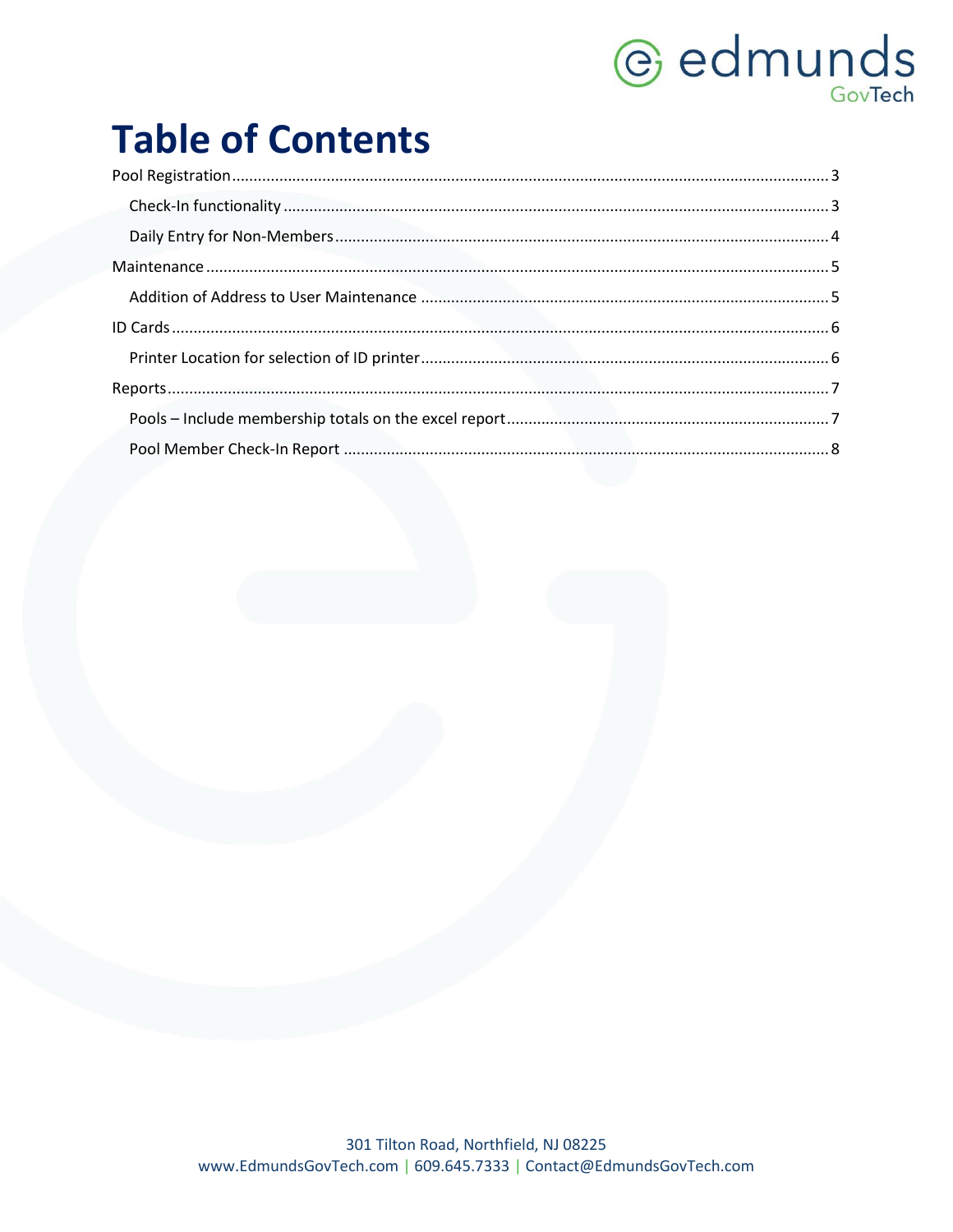# Table of Contents

- Pool Registration ........ 3
  - Check-In functionality ........ 3
  - Daily Entry for Non-Members ........ 4
- Maintenance ........ 5
  - Addition of Address to User Maintenance ........ 5
- ID Cards ........ 6
  - Printer Location for selection of ID printer ........ 6
- Reports ........ 7
  - Pools – Include membership totals on the excel report ........ 7
  - Pool Member Check-In Report ........ 8

301 Tilton Road, Northfield, NJ 08225
www.EdmundsGovTech.com | 609.645.7333 | Contact@EdmundsGovTech.com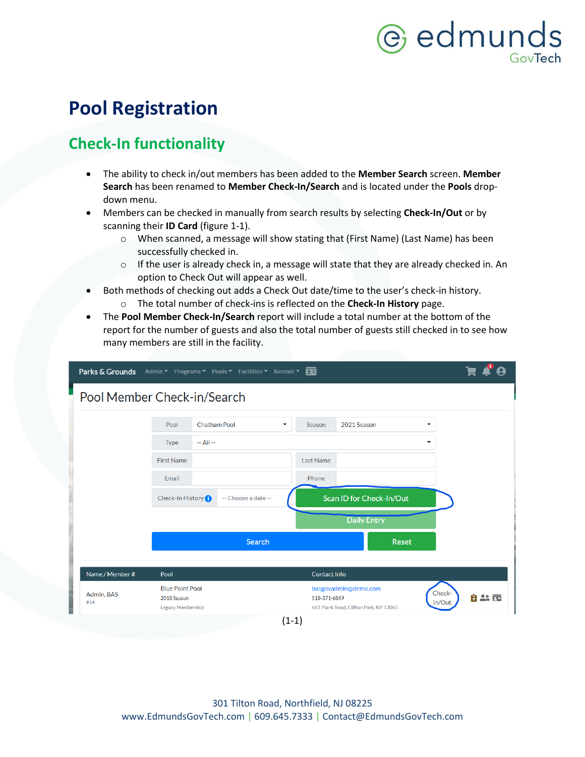# Pool Registration

## Check-In functionality

- The ability to check in/out members has been added to the **Member Search** screen. **Member Search** has been renamed to **Member Check-In/Search** and is located under the **Pools** drop-down menu.
- Members can be checked in manually from search results by selecting **Check-In/Out** or by scanning their **ID Card** (figure 1-1).
  - When scanned, a message will show stating that (First Name) (Last Name) has been successfully checked in.
  - If the user is already check in, a message will state that they are already checked in. An option to Check Out will appear as well.
- Both methods of checking out adds a Check Out date/time to the user's check-in history.
  - The total number of check-ins is reflected on the **Check-In History** page.
- The **Pool Member Check-In/Search** report will include a total number at the bottom of the report for the number of guests and also the total number of guests still checked in to see how many members are still in the facility.

(1-1)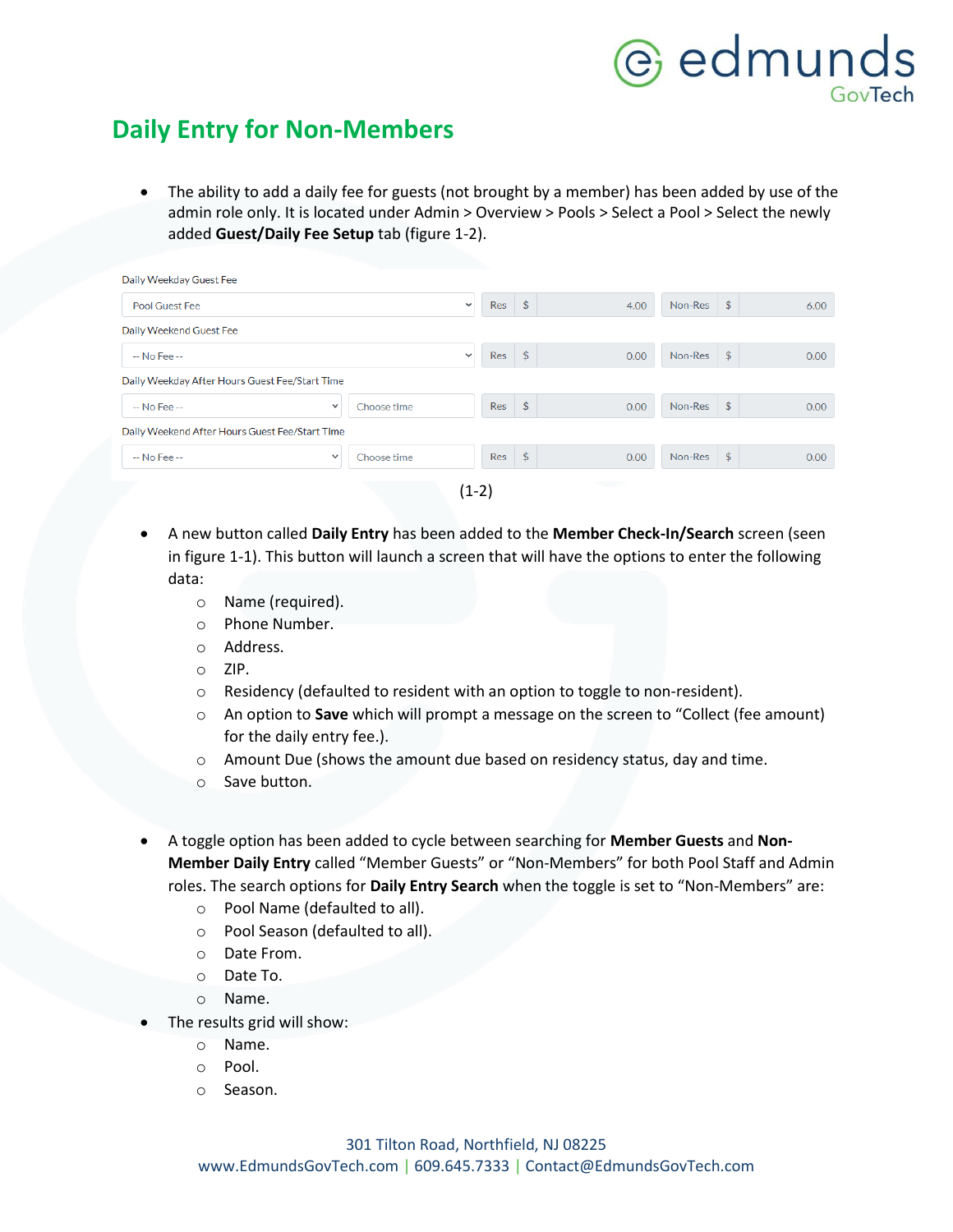## Daily Entry for Non-Members

- The ability to add a daily fee for guests (not brought by a member) has been added by use of the admin role only. It is located under Admin > Overview > Pools > Select a Pool > Select the newly added **Guest/Daily Fee Setup** tab (figure 1-2).

| Field | Selection | Time | Res | Non-Res |
|---|---|---|---|---|
| Daily Weekday Guest Fee | Pool Guest Fee | | $ 4.00 | $ 6.00 |
| Daily Weekend Guest Fee | -- No Fee -- | | $ 0.00 | $ 0.00 |
| Daily Weekday After Hours Guest Fee/Start Time | -- No Fee -- | Choose time | $ 0.00 | $ 0.00 |
| Daily Weekend After Hours Guest Fee/Start Time | -- No Fee -- | Choose time | $ 0.00 | $ 0.00 |

(1-2)

- A new button called **Daily Entry** has been added to the **Member Check-In/Search** screen (seen in figure 1-1). This button will launch a screen that will have the options to enter the following data:
  - Name (required).
  - Phone Number.
  - Address.
  - ZIP.
  - Residency (defaulted to resident with an option to toggle to non-resident).
  - An option to **Save** which will prompt a message on the screen to "Collect (fee amount) for the daily entry fee.).
  - Amount Due (shows the amount due based on residency status, day and time.
  - Save button.

- A toggle option has been added to cycle between searching for **Member Guests** and **Non-Member Daily Entry** called "Member Guests" or "Non-Members" for both Pool Staff and Admin roles. The search options for **Daily Entry Search** when the toggle is set to "Non-Members" are:
  - Pool Name (defaulted to all).
  - Pool Season (defaulted to all).
  - Date From.
  - Date To.
  - Name.
- The results grid will show:
  - Name.
  - Pool.
  - Season.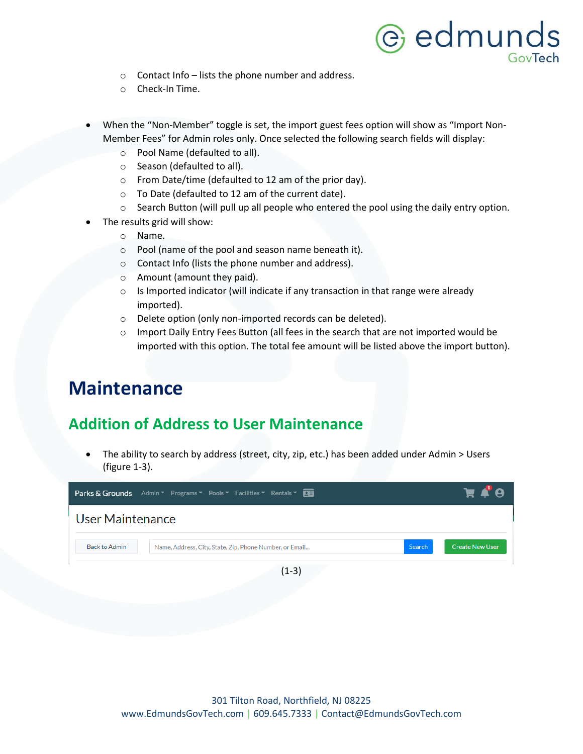- Contact Info – lists the phone number and address.
    - Check-In Time.

- When the "Non-Member" toggle is set, the import guest fees option will show as "Import Non-Member Fees" for Admin roles only. Once selected the following search fields will display:
    - Pool Name (defaulted to all).
    - Season (defaulted to all).
    - From Date/time (defaulted to 12 am of the prior day).
    - To Date (defaulted to 12 am of the current date).
    - Search Button (will pull up all people who entered the pool using the daily entry option.
- The results grid will show:
    - Name.
    - Pool (name of the pool and season name beneath it).
    - Contact Info (lists the phone number and address).
    - Amount (amount they paid).
    - Is Imported indicator (will indicate if any transaction in that range were already imported).
    - Delete option (only non-imported records can be deleted).
    - Import Daily Entry Fees Button (all fees in the search that are not imported would be imported with this option. The total fee amount will be listed above the import button).

# Maintenance

## Addition of Address to User Maintenance

- The ability to search by address (street, city, zip, etc.) has been added under Admin > Users (figure 1-3).

Parks & Grounds   Admin   Programs   Pools   Facilities   Rentals

User Maintenance

Back to Admin   Name, Address, City, State, Zip, Phone Number, or Email...   Search   Create New User

(1-3)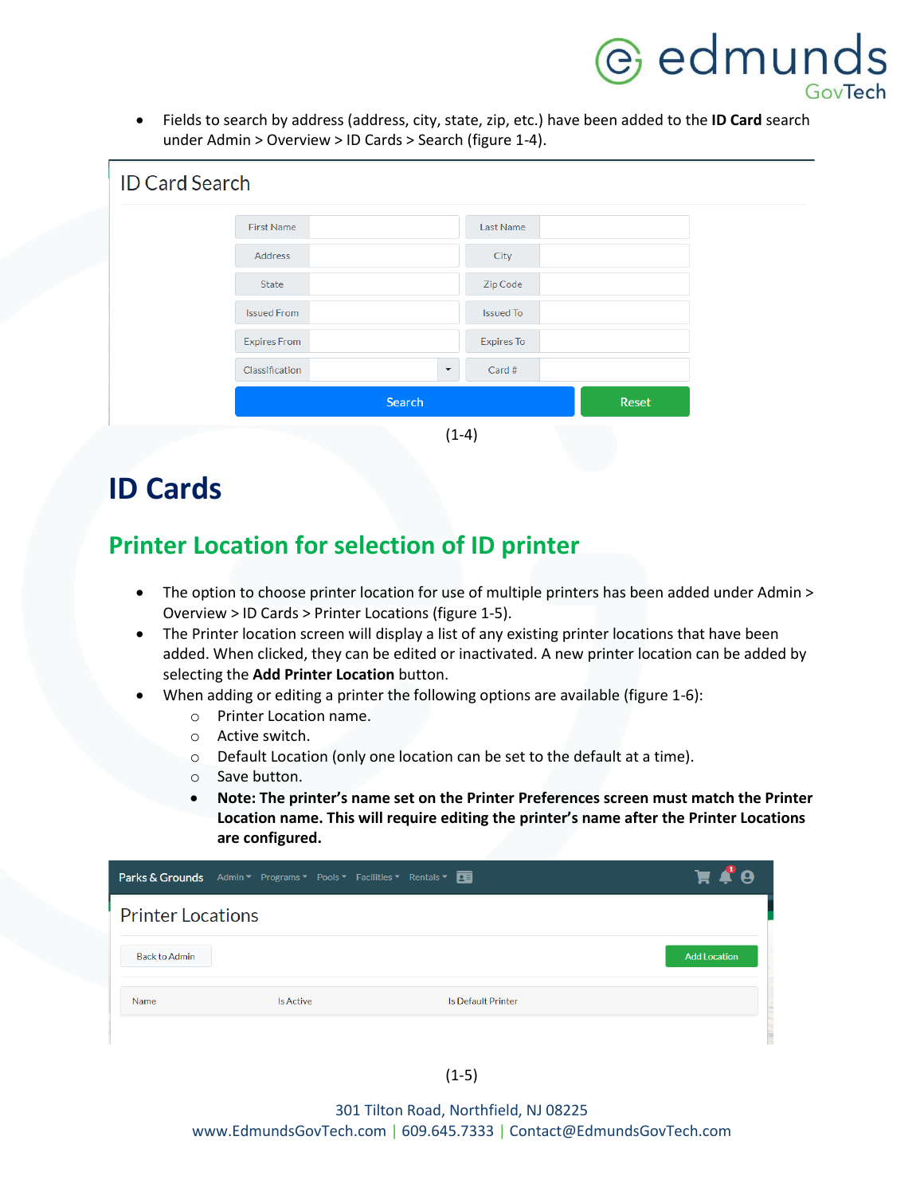- Fields to search by address (address, city, state, zip, etc.) have been added to the **ID Card** search under Admin > Overview > ID Cards > Search (figure 1-4).

(1-4)

# ID Cards

## Printer Location for selection of ID printer

- The option to choose printer location for use of multiple printers has been added under Admin > Overview > ID Cards > Printer Locations (figure 1-5).
- The Printer location screen will display a list of any existing printer locations that have been added. When clicked, they can be edited or inactivated. A new printer location can be added by selecting the **Add Printer Location** button.
- When adding or editing a printer the following options are available (figure 1-6):
  - Printer Location name.
  - Active switch.
  - Default Location (only one location can be set to the default at a time).
  - Save button.
  - **Note: The printer's name set on the Printer Preferences screen must match the Printer Location name. This will require editing the printer's name after the Printer Locations are configured.**

(1-5)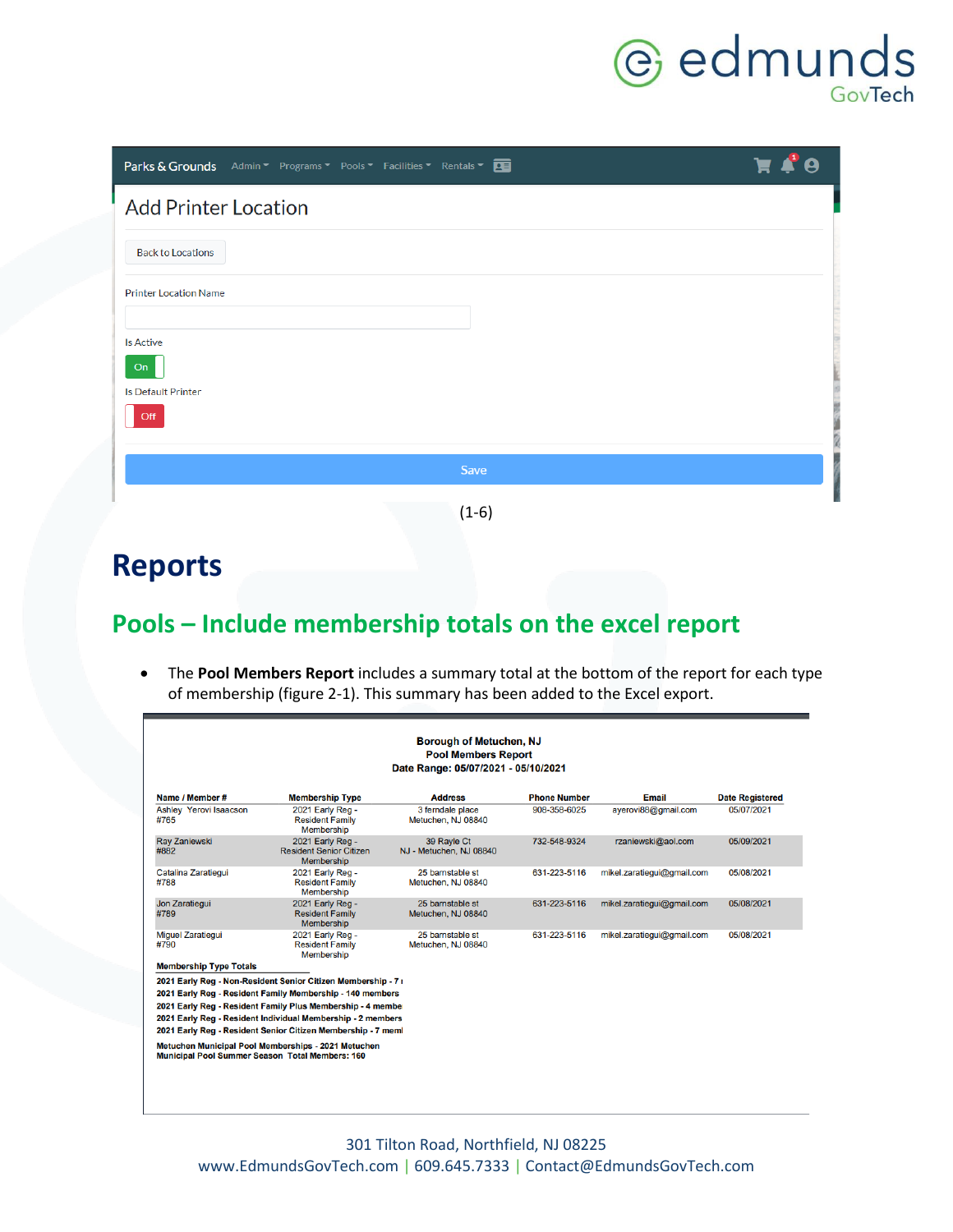Parks & Grounds Admin Programs Pools Facilities Rentals

## Add Printer Location

Back to Locations

Printer Location Name

Is Active

On

Is Default Printer

Off

Save

(1-6)

# Reports

## Pools – Include membership totals on the excel report

- The **Pool Members Report** includes a summary total at the bottom of the report for each type of membership (figure 2-1). This summary has been added to the Excel export.

**Borough of Metuchen, NJ**
**Pool Members Report**
**Date Range: 05/07/2021 - 05/10/2021**

| Name / Member # | Membership Type | Address | Phone Number | Email | Date Registered |
|---|---|---|---|---|---|
| Ashley Yerovi Isaacson #765 | 2021 Early Reg - Resident Family Membership | 3 ferndale place Metuchen, NJ 08840 | 908-358-6025 | ayerovi88@gmail.com | 05/07/2021 |
| Ray Zaniewski #882 | 2021 Early Reg - Resident Senior Citizen Membership | 39 Rayle Ct NJ - Metuchen, NJ 08840 | 732-548-9324 | rzaniewski@aol.com | 05/09/2021 |
| Catalina Zaratiegui #788 | 2021 Early Reg - Resident Family Membership | 25 barnstable st Metuchen, NJ 08840 | 631-223-5116 | mikel.zaratiegui@gmail.com | 05/08/2021 |
| Jon Zaratiegui #789 | 2021 Early Reg - Resident Family Membership | 25 barnstable st Metuchen, NJ 08840 | 631-223-5116 | mikel.zaratiegui@gmail.com | 05/08/2021 |
| Miguel Zaratiegui #790 | 2021 Early Reg - Resident Family Membership | 25 barnstable st Metuchen, NJ 08840 | 631-223-5116 | mikel.zaratiegui@gmail.com | 05/08/2021 |

**Membership Type Totals**

**2021 Early Reg - Non-Resident Senior Citizen Membership - 7 r**
**2021 Early Reg - Resident Family Membership - 140 members**
**2021 Early Reg - Resident Family Plus Membership - 4 membe**
**2021 Early Reg - Resident Individual Membership - 2 members**
**2021 Early Reg - Resident Senior Citizen Membership - 7 meml**

**Metuchen Municipal Pool Memberships - 2021 Metuchen Municipal Pool Summer Season Total Members: 160**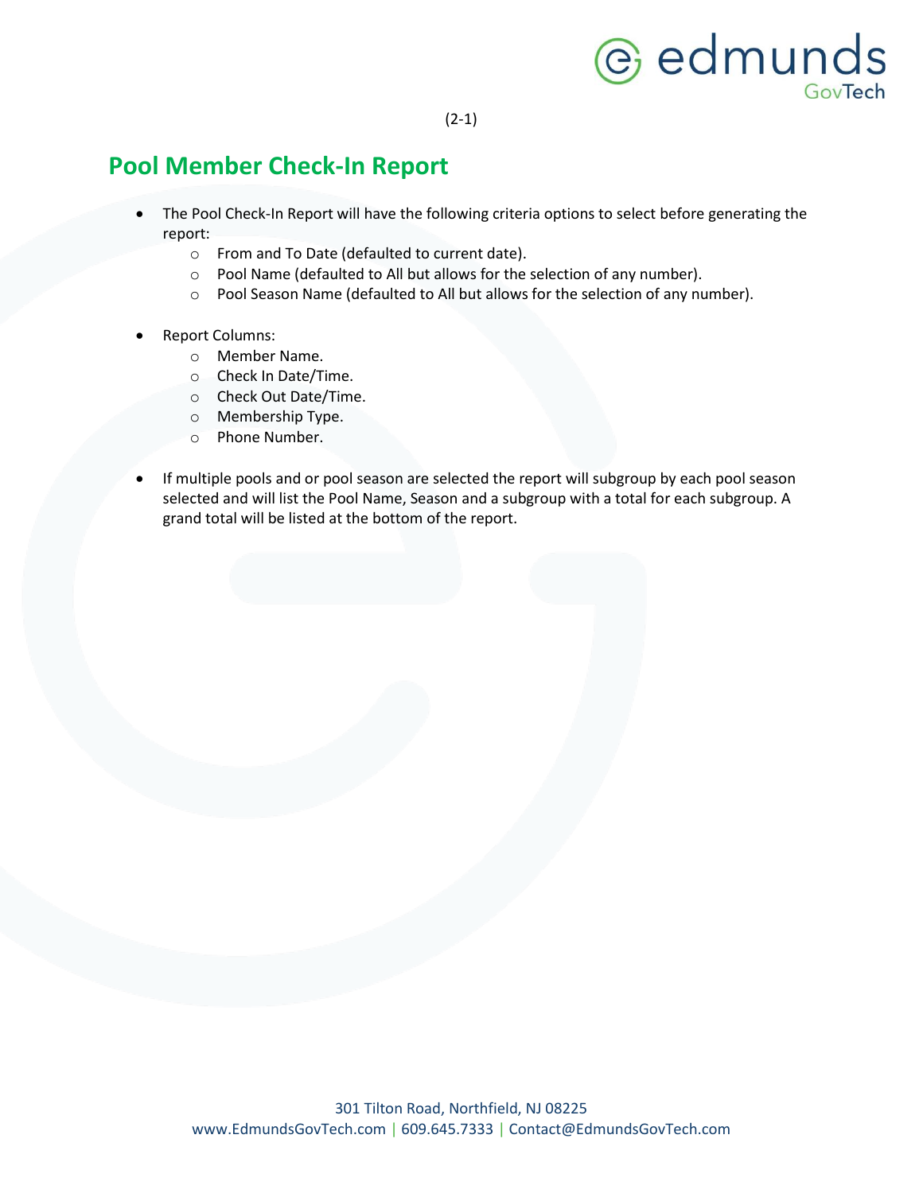(2-1)

## Pool Member Check-In Report

- The Pool Check-In Report will have the following criteria options to select before generating the report:
  - From and To Date (defaulted to current date).
  - Pool Name (defaulted to All but allows for the selection of any number).
  - Pool Season Name (defaulted to All but allows for the selection of any number).

- Report Columns:
  - Member Name.
  - Check In Date/Time.
  - Check Out Date/Time.
  - Membership Type.
  - Phone Number.

- If multiple pools and or pool season are selected the report will subgroup by each pool season selected and will list the Pool Name, Season and a subgroup with a total for each subgroup. A grand total will be listed at the bottom of the report.